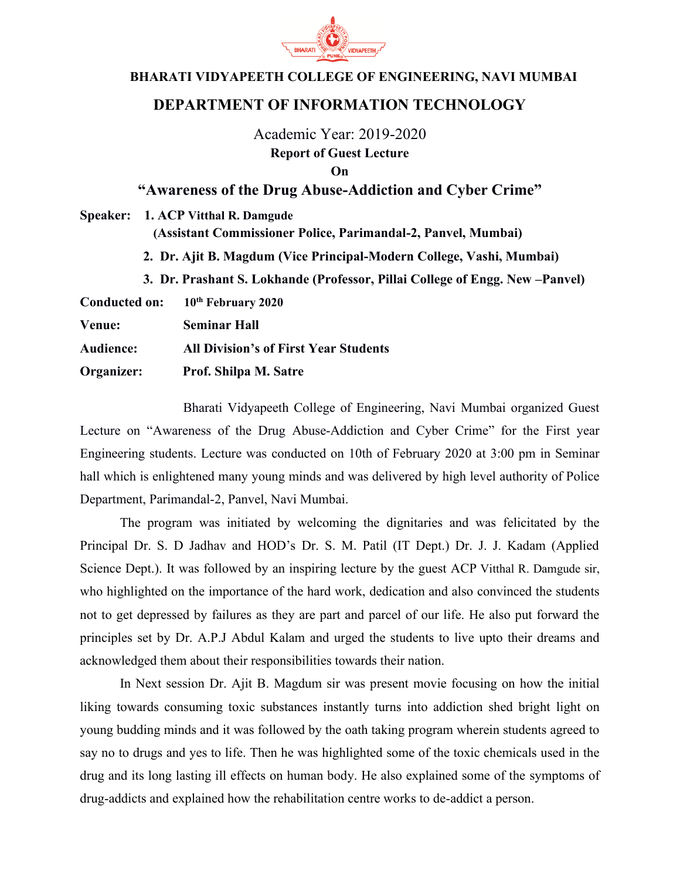**BHARATI VIDYAPEETH COLLEGE OF ENGINEERING, NAVI MUMBAI**

## DEPARTMENT OF INFORMATION TECHNOLOGY

Academic Year: 2019-2020

**Report of Guest Lecture**

**On**

## "Awareness of the Drug Abuse-Addiction and Cyber Crime"

**Speaker:** **1. ACP Vitthal R. Damgude**
**(Assistant Commissioner Police, Parimandal-2, Panvel, Mumbai)**

**2. Dr. Ajit B. Magdum (Vice Principal-Modern College, Vashi, Mumbai)**

**3. Dr. Prashant S. Lokhande (Professor, Pillai College of Engg. New –Panvel)**

**Conducted on:** **10th February 2020**

**Venue:** **Seminar Hall**

**Audience:** **All Division's of First Year Students**

**Organizer:** **Prof. Shilpa M. Satre**

Bharati Vidyapeeth College of Engineering, Navi Mumbai organized Guest Lecture on "Awareness of the Drug Abuse-Addiction and Cyber Crime" for the First year Engineering students. Lecture was conducted on 10th of February 2020 at 3:00 pm in Seminar hall which is enlightened many young minds and was delivered by high level authority of Police Department, Parimandal-2, Panvel, Navi Mumbai.

The program was initiated by welcoming the dignitaries and was felicitated by the Principal Dr. S. D Jadhav and HOD's Dr. S. M. Patil (IT Dept.) Dr. J. J. Kadam (Applied Science Dept.). It was followed by an inspiring lecture by the guest ACP Vitthal R. Damgude sir, who highlighted on the importance of the hard work, dedication and also convinced the students not to get depressed by failures as they are part and parcel of our life. He also put forward the principles set by Dr. A.P.J Abdul Kalam and urged the students to live upto their dreams and acknowledged them about their responsibilities towards their nation.

In Next session Dr. Ajit B. Magdum sir was present movie focusing on how the initial liking towards consuming toxic substances instantly turns into addiction shed bright light on young budding minds and it was followed by the oath taking program wherein students agreed to say no to drugs and yes to life. Then he was highlighted some of the toxic chemicals used in the drug and its long lasting ill effects on human body. He also explained some of the symptoms of drug-addicts and explained how the rehabilitation centre works to de-addict a person.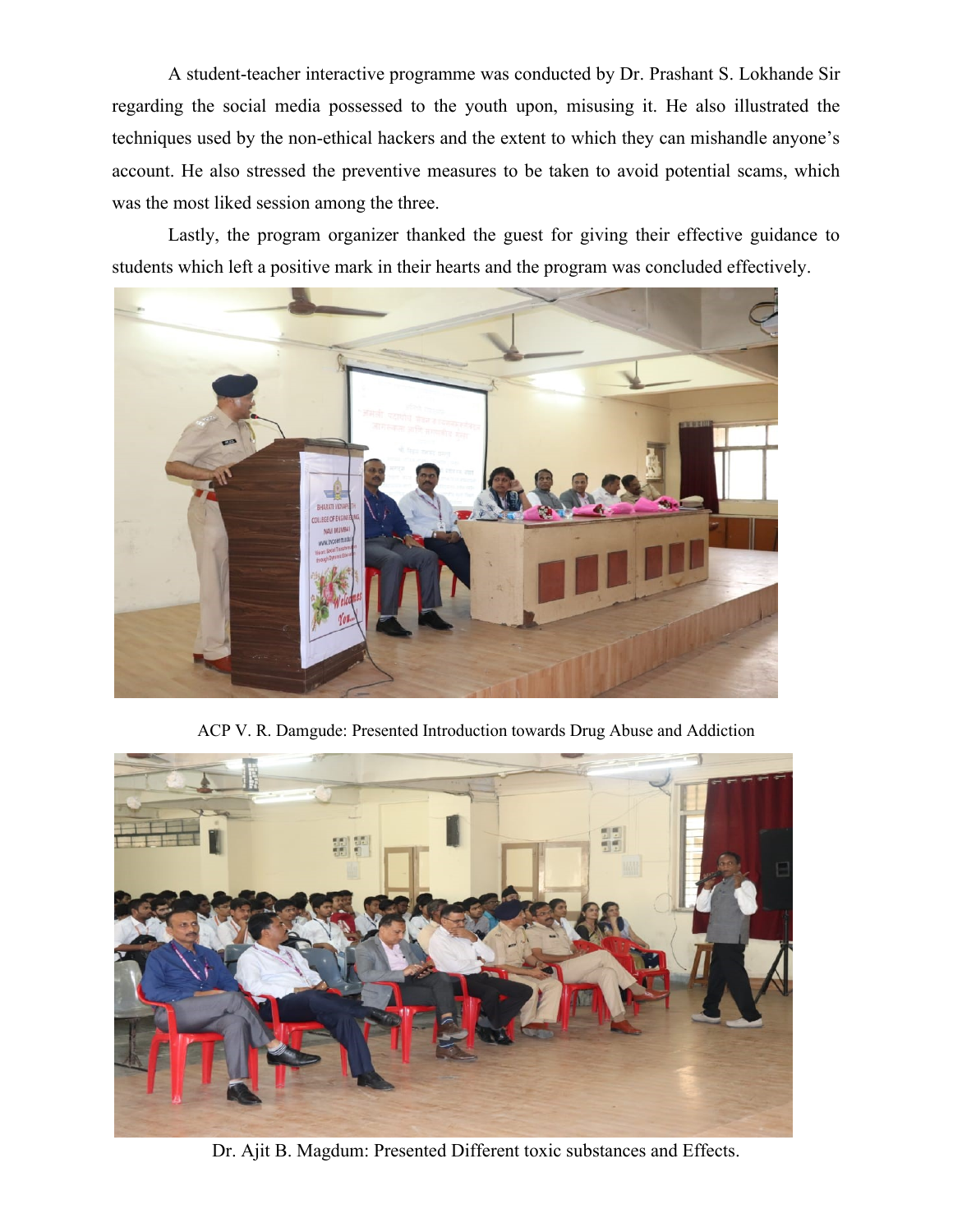A student-teacher interactive programme was conducted by Dr. Prashant S. Lokhande Sir regarding the social media possessed to the youth upon, misusing it. He also illustrated the techniques used by the non-ethical hackers and the extent to which they can mishandle anyone's account. He also stressed the preventive measures to be taken to avoid potential scams, which was the most liked session among the three.

Lastly, the program organizer thanked the guest for giving their effective guidance to students which left a positive mark in their hearts and the program was concluded effectively.

ACP V. R. Damgude: Presented Introduction towards Drug Abuse and Addiction

Dr. Ajit B. Magdum: Presented Different toxic substances and Effects.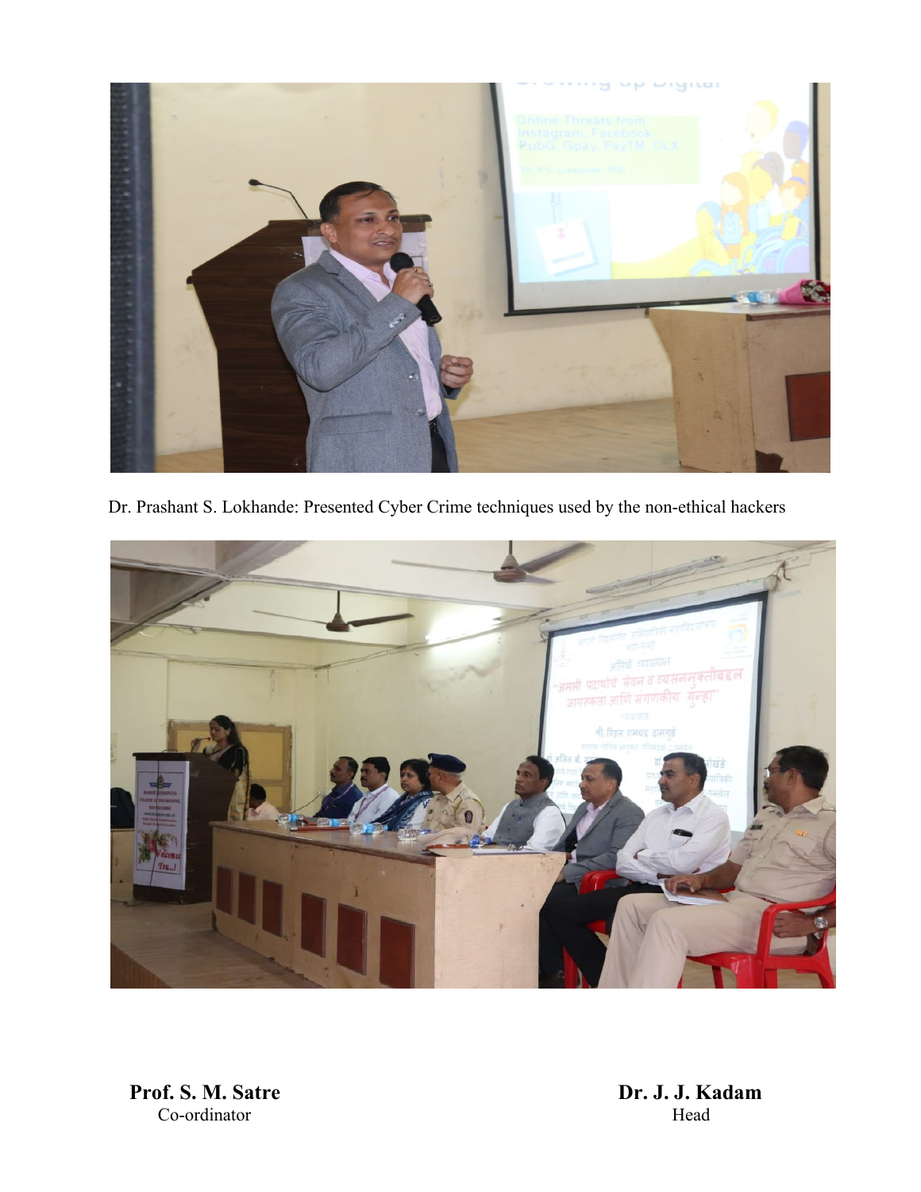Dr. Prashant S. Lokhande: Presented Cyber Crime techniques used by the non-ethical hackers

**Prof. S. M. Satre**
Co-ordinator

**Dr. J. J. Kadam**
Head